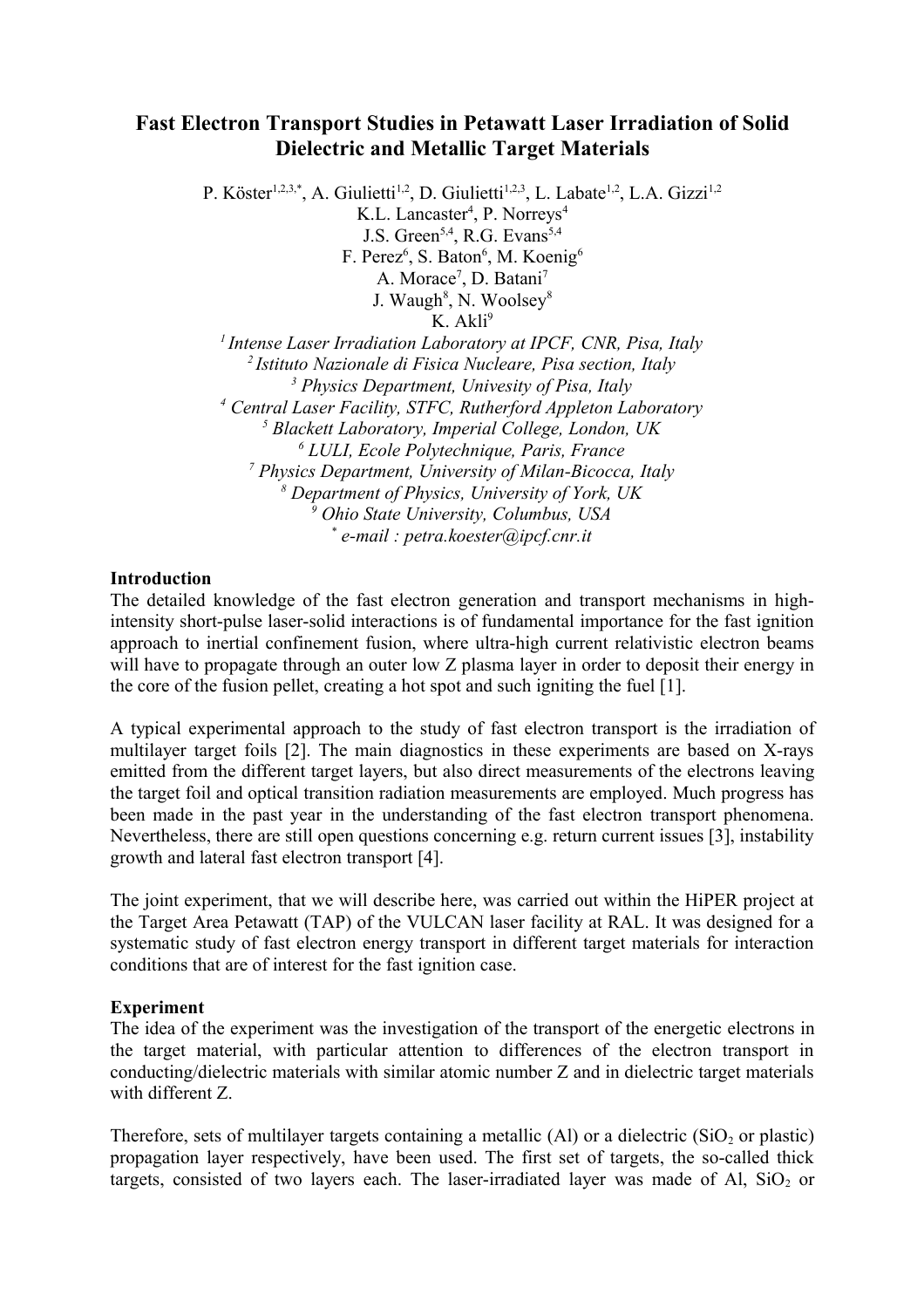# Fast Electron Transport Studies in Petawatt Laser Irradiation of Solid Dielectric and Metallic Target Materials

P. Köster[1,2,3,*], A. Giulietti[1,2], D. Giulietti[1,2,3], L. Labate[1,2], L.A. Gizzi[1,2]
K.L. Lancaster[4], P. Norreys[4]
J.S. Green[5,4], R.G. Evans[5,4]
F. Perez[6], S. Baton[6], M. Koenig[6]
A. Morace[7], D. Batani[7]
J. Waugh[8], N. Woolsey[8]
K. Akli[9]

[1] *Intense Laser Irradiation Laboratory at IPCF, CNR, Pisa, Italy*
[2] *Istituto Nazionale di Fisica Nucleare, Pisa section, Italy*
[3] *Physics Department, Univesity of Pisa, Italy*
[4] *Central Laser Facility, STFC, Rutherford Appleton Laboratory*
[5] *Blackett Laboratory, Imperial College, London, UK*
[6] *LULI, Ecole Polytechnique, Paris, France*
[7] *Physics Department, University of Milan-Bicocca, Italy*
[8] *Department of Physics, University of York, UK*
[9] *Ohio State University, Columbus, USA*
[*] *e-mail : petra.koester@ipcf.cnr.it*

**Introduction**

The detailed knowledge of the fast electron generation and transport mechanisms in high-intensity short-pulse laser-solid interactions is of fundamental importance for the fast ignition approach to inertial confinement fusion, where ultra-high current relativistic electron beams will have to propagate through an outer low Z plasma layer in order to deposit their energy in the core of the fusion pellet, creating a hot spot and such igniting the fuel [1].

A typical experimental approach to the study of fast electron transport is the irradiation of multilayer target foils [2]. The main diagnostics in these experiments are based on X-rays emitted from the different target layers, but also direct measurements of the electrons leaving the target foil and optical transition radiation measurements are employed. Much progress has been made in the past year in the understanding of the fast electron transport phenomena. Nevertheless, there are still open questions concerning e.g. return current issues [3], instability growth and lateral fast electron transport [4].

The joint experiment, that we will describe here, was carried out within the HiPER project at the Target Area Petawatt (TAP) of the VULCAN laser facility at RAL. It was designed for a systematic study of fast electron energy transport in different target materials for interaction conditions that are of interest for the fast ignition case.

**Experiment**

The idea of the experiment was the investigation of the transport of the energetic electrons in the target material, with particular attention to differences of the electron transport in conducting/dielectric materials with similar atomic number Z and in dielectric target materials with different Z.

Therefore, sets of multilayer targets containing a metallic (Al) or a dielectric ($SiO_2$ or plastic) propagation layer respectively, have been used. The first set of targets, the so-called thick targets, consisted of two layers each. The laser-irradiated layer was made of Al, $SiO_2$ or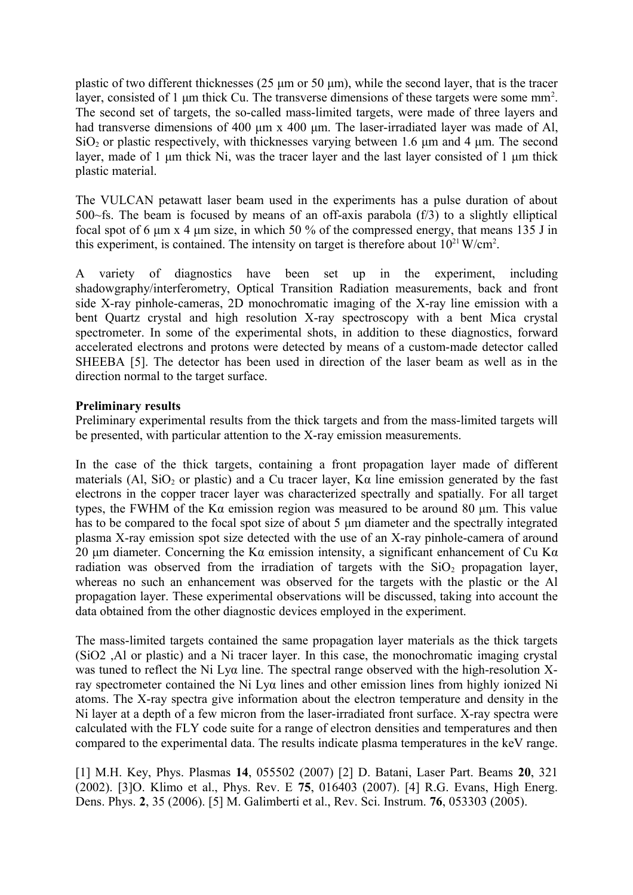plastic of two different thicknesses (25 μm or 50 μm), while the second layer, that is the tracer layer, consisted of 1 μm thick Cu. The transverse dimensions of these targets were some $mm^2$. The second set of targets, the so-called mass-limited targets, were made of three layers and had transverse dimensions of 400 μm x 400 μm. The laser-irradiated layer was made of Al, $SiO_2$ or plastic respectively, with thicknesses varying between 1.6 μm and 4 μm. The second layer, made of 1 μm thick Ni, was the tracer layer and the last layer consisted of 1 μm thick plastic material.

The VULCAN petawatt laser beam used in the experiments has a pulse duration of about 500~fs. The beam is focused by means of an off-axis parabola (f/3) to a slightly elliptical focal spot of 6 μm x 4 μm size, in which 50 % of the compressed energy, that means 135 J in this experiment, is contained. The intensity on target is therefore about $10^{21}$ W/$cm^2$.

A variety of diagnostics have been set up in the experiment, including shadowgraphy/interferometry, Optical Transition Radiation measurements, back and front side X-ray pinhole-cameras, 2D monochromatic imaging of the X-ray line emission with a bent Quartz crystal and high resolution X-ray spectroscopy with a bent Mica crystal spectrometer. In some of the experimental shots, in addition to these diagnostics, forward accelerated electrons and protons were detected by means of a custom-made detector called SHEEBA [5]. The detector has been used in direction of the laser beam as well as in the direction normal to the target surface.

**Preliminary results**

Preliminary experimental results from the thick targets and from the mass-limited targets will be presented, with particular attention to the X-ray emission measurements.

In the case of the thick targets, containing a front propagation layer made of different materials (Al, $SiO_2$ or plastic) and a Cu tracer layer, Kα line emission generated by the fast electrons in the copper tracer layer was characterized spectrally and spatially. For all target types, the FWHM of the Kα emission region was measured to be around 80 μm. This value has to be compared to the focal spot size of about 5 μm diameter and the spectrally integrated plasma X-ray emission spot size detected with the use of an X-ray pinhole-camera of around 20 μm diameter. Concerning the Kα emission intensity, a significant enhancement of Cu Kα radiation was observed from the irradiation of targets with the $SiO_2$ propagation layer, whereas no such an enhancement was observed for the targets with the plastic or the Al propagation layer. These experimental observations will be discussed, taking into account the data obtained from the other diagnostic devices employed in the experiment.

The mass-limited targets contained the same propagation layer materials as the thick targets (SiO2 ,Al or plastic) and a Ni tracer layer. In this case, the monochromatic imaging crystal was tuned to reflect the Ni Lyα line. The spectral range observed with the high-resolution X-ray spectrometer contained the Ni Lyα lines and other emission lines from highly ionized Ni atoms. The X-ray spectra give information about the electron temperature and density in the Ni layer at a depth of a few micron from the laser-irradiated front surface. X-ray spectra were calculated with the FLY code suite for a range of electron densities and temperatures and then compared to the experimental data. The results indicate plasma temperatures in the keV range.

[1] M.H. Key, Phys. Plasmas **14**, 055502 (2007) [2] D. Batani, Laser Part. Beams **20**, 321 (2002). [3]O. Klimo et al., Phys. Rev. E **75**, 016403 (2007). [4] R.G. Evans, High Energ. Dens. Phys. **2**, 35 (2006). [5] M. Galimberti et al., Rev. Sci. Instrum. **76**, 053303 (2005).